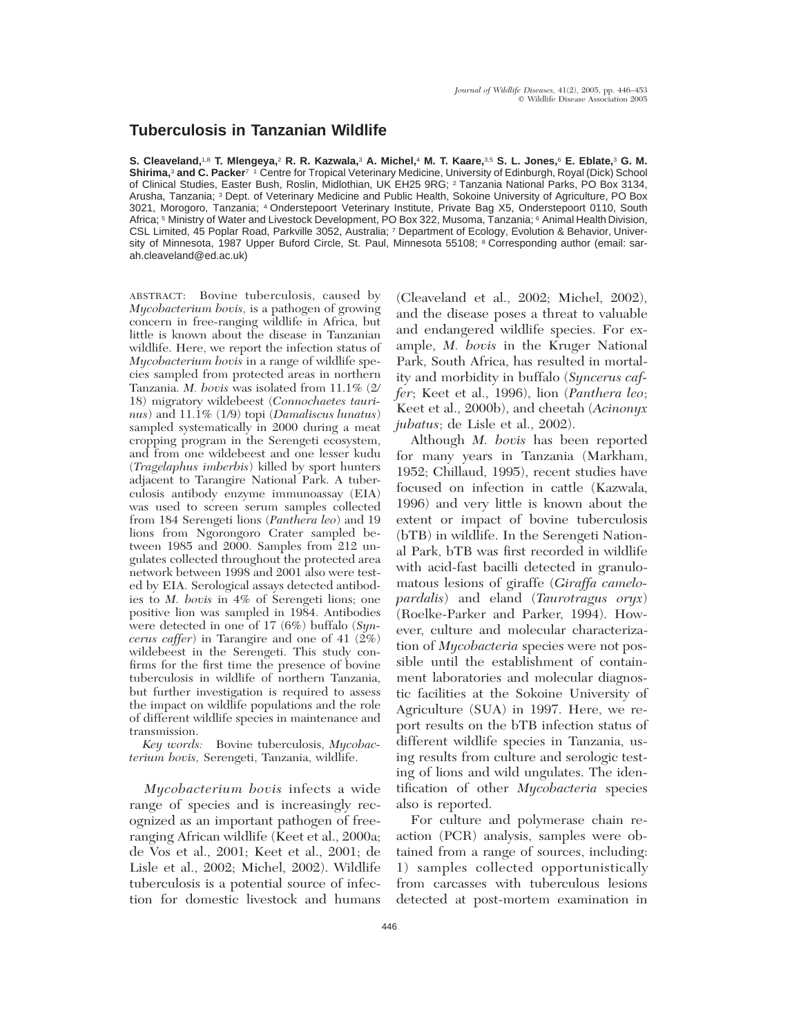# Tuberculosis in Tanzanian Wildlife

**S. Cleaveland,**[1,8] **T. Mlengeya,**[2] **R. R. Kazwala,**[3] **A. Michel,**[4] **M. T. Kaare,**[3,5] **S. L. Jones,**[6] **E. Eblate,**[3] **G. M. Shirima,**[3] **and C. Packer**[7] [1] Centre for Tropical Veterinary Medicine, University of Edinburgh, Royal (Dick) School of Clinical Studies, Easter Bush, Roslin, Midlothian, UK EH25 9RG; [2] Tanzania National Parks, PO Box 3134, Arusha, Tanzania; [3] Dept. of Veterinary Medicine and Public Health, Sokoine University of Agriculture, PO Box 3021, Morogoro, Tanzania; [4] Onderstepoort Veterinary Institute, Private Bag X5, Onderstepoort 0110, South Africa; [5] Ministry of Water and Livestock Development, PO Box 322, Musoma, Tanzania; [6] Animal Health Division, CSL Limited, 45 Poplar Road, Parkville 3052, Australia; [7] Department of Ecology, Evolution & Behavior, University of Minnesota, 1987 Upper Buford Circle, St. Paul, Minnesota 55108; [8] Corresponding author (email: sarah.cleaveland@ed.ac.uk)

ABSTRACT: Bovine tuberculosis, caused by *Mycobacterium bovis,* is a pathogen of growing concern in free-ranging wildlife in Africa, but little is known about the disease in Tanzanian wildlife. Here, we report the infection status of *Mycobacterium bovis* in a range of wildlife species sampled from protected areas in northern Tanzania. *M. bovis* was isolated from 11.1% (2/18) migratory wildebeest (*Connochaetes taurinus*) and 11.1% (1/9) topi (*Damaliscus lunatus*) sampled systematically in 2000 during a meat cropping program in the Serengeti ecosystem, and from one wildebeest and one lesser kudu (*Tragelaphus imberbis*) killed by sport hunters adjacent to Tarangire National Park. A tuberculosis antibody enzyme immunoassay (EIA) was used to screen serum samples collected from 184 Serengeti lions (*Panthera leo*) and 19 lions from Ngorongoro Crater sampled between 1985 and 2000. Samples from 212 ungulates collected throughout the protected area network between 1998 and 2001 also were tested by EIA. Serological assays detected antibodies to *M. bovis* in 4% of Serengeti lions; one positive lion was sampled in 1984. Antibodies were detected in one of 17 (6%) buffalo (*Syncerus caffer*) in Tarangire and one of 41 (2%) wildebeest in the Serengeti. This study confirms for the first time the presence of bovine tuberculosis in wildlife of northern Tanzania, but further investigation is required to assess the impact on wildlife populations and the role of different wildlife species in maintenance and transmission.

*Key words:* Bovine tuberculosis, *Mycobacterium bovis,* Serengeti, Tanzania, wildlife.

*Mycobacterium bovis* infects a wide range of species and is increasingly recognized as an important pathogen of free-ranging African wildlife (Keet et al., 2000a; de Vos et al., 2001; Keet et al., 2001; de Lisle et al., 2002; Michel, 2002). Wildlife tuberculosis is a potential source of infection for domestic livestock and humans (Cleaveland et al., 2002; Michel, 2002), and the disease poses a threat to valuable and endangered wildlife species. For example, *M. bovis* in the Kruger National Park, South Africa, has resulted in mortality and morbidity in buffalo (*Syncerus caffer*; Keet et al., 1996), lion (*Panthera leo*; Keet et al., 2000b), and cheetah (*Acinonyx jubatus*; de Lisle et al., 2002).

Although *M. bovis* has been reported for many years in Tanzania (Markham, 1952; Chillaud, 1995), recent studies have focused on infection in cattle (Kazwala, 1996) and very little is known about the extent or impact of bovine tuberculosis (bTB) in wildlife. In the Serengeti National Park, bTB was first recorded in wildlife with acid-fast bacilli detected in granulomatous lesions of giraffe (*Giraffa camelopardalis*) and eland (*Taurotragus oryx*) (Roelke-Parker and Parker, 1994). However, culture and molecular characterization of *Mycobacteria* species were not possible until the establishment of containment laboratories and molecular diagnostic facilities at the Sokoine University of Agriculture (SUA) in 1997. Here, we report results on the bTB infection status of different wildlife species in Tanzania, using results from culture and serologic testing of lions and wild ungulates. The identification of other *Mycobacteria* species also is reported.

For culture and polymerase chain reaction (PCR) analysis, samples were obtained from a range of sources, including: 1) samples collected opportunistically from carcasses with tuberculous lesions detected at post-mortem examination in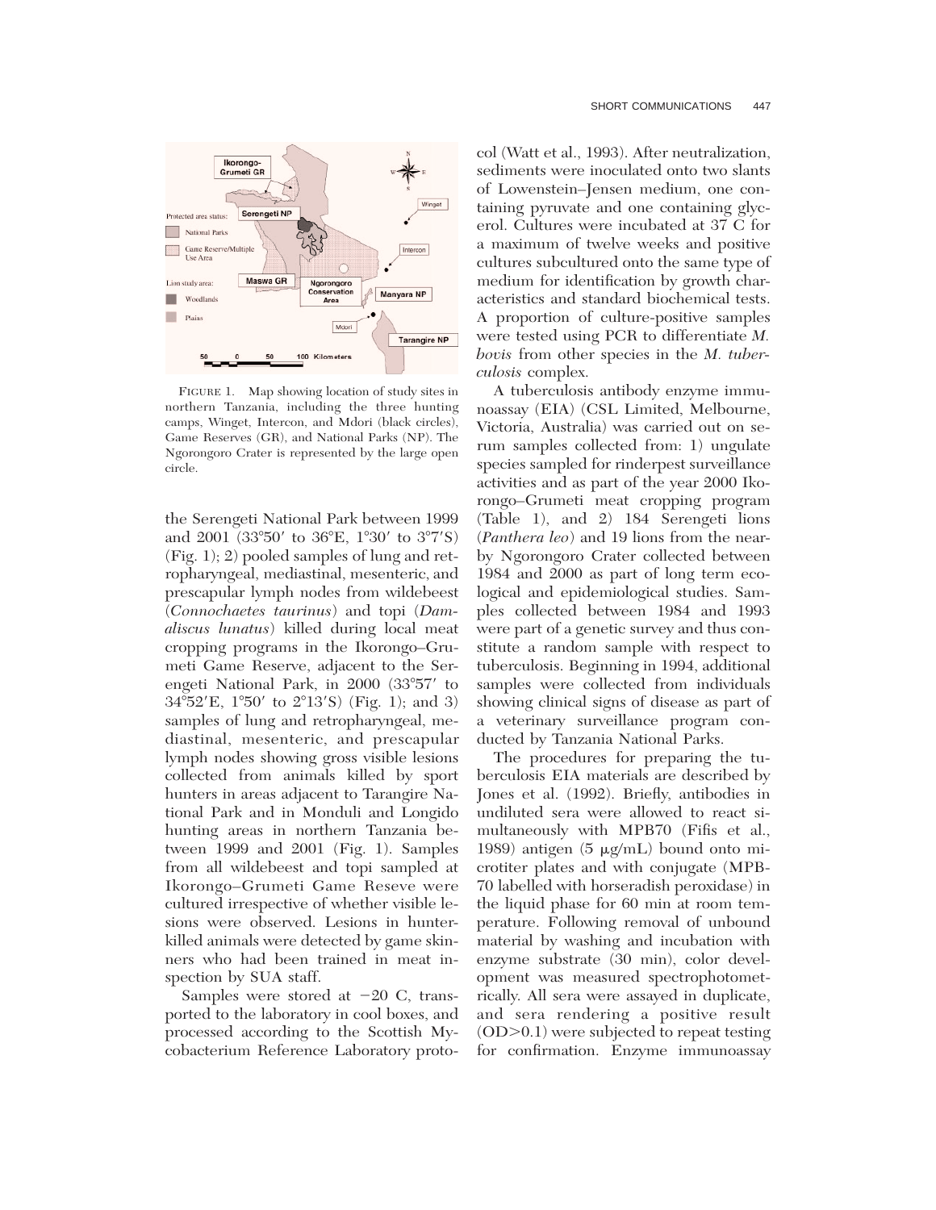FIGURE 1. Map showing location of study sites in northern Tanzania, including the three hunting camps, Winget, Intercon, and Mdori (black circles), Game Reserves (GR), and National Parks (NP). The Ngorongoro Crater is represented by the large open circle.

the Serengeti National Park between 1999 and 2001 (33°50′ to 36°E, 1°30′ to 3°7′S) (Fig. 1); 2) pooled samples of lung and retropharyngeal, mediastinal, mesenteric, and prescapular lymph nodes from wildebeest (*Connochaetes taurinus*) and topi (*Damaliscus lunatus*) killed during local meat cropping programs in the Ikorongo–Grumeti Game Reserve, adjacent to the Serengeti National Park, in 2000 (33°57′ to 34°52′E, 1°50′ to 2°13′S) (Fig. 1); and 3) samples of lung and retropharyngeal, mediastinal, mesenteric, and prescapular lymph nodes showing gross visible lesions collected from animals killed by sport hunters in areas adjacent to Tarangire National Park and in Monduli and Longido hunting areas in northern Tanzania between 1999 and 2001 (Fig. 1). Samples from all wildebeest and topi sampled at Ikorongo–Grumeti Game Reseve were cultured irrespective of whether visible lesions were observed. Lesions in hunter-killed animals were detected by game skinners who had been trained in meat inspection by SUA staff.

Samples were stored at −20 C, transported to the laboratory in cool boxes, and processed according to the Scottish Mycobacterium Reference Laboratory protocol (Watt et al., 1993). After neutralization, sediments were inoculated onto two slants of Lowenstein–Jensen medium, one containing pyruvate and one containing glycerol. Cultures were incubated at 37 C for a maximum of twelve weeks and positive cultures subcultured onto the same type of medium for identification by growth characteristics and standard biochemical tests. A proportion of culture-positive samples were tested using PCR to differentiate *M. bovis* from other species in the *M. tuberculosis* complex.

A tuberculosis antibody enzyme immunoassay (EIA) (CSL Limited, Melbourne, Victoria, Australia) was carried out on serum samples collected from: 1) ungulate species sampled for rinderpest surveillance activities and as part of the year 2000 Ikorongo–Grumeti meat cropping program (Table 1), and 2) 184 Serengeti lions (*Panthera leo*) and 19 lions from the nearby Ngorongoro Crater collected between 1984 and 2000 as part of long term ecological and epidemiological studies. Samples collected between 1984 and 1993 were part of a genetic survey and thus constitute a random sample with respect to tuberculosis. Beginning in 1994, additional samples were collected from individuals showing clinical signs of disease as part of a veterinary surveillance program conducted by Tanzania National Parks.

The procedures for preparing the tuberculosis EIA materials are described by Jones et al. (1992). Briefly, antibodies in undiluted sera were allowed to react simultaneously with MPB70 (Fifis et al., 1989) antigen (5 μg/mL) bound onto microtiter plates and with conjugate (MPB-70 labelled with horseradish peroxidase) in the liquid phase for 60 min at room temperature. Following removal of unbound material by washing and incubation with enzyme substrate (30 min), color development was measured spectrophotometrically. All sera were assayed in duplicate, and sera rendering a positive result (OD>0.1) were subjected to repeat testing for confirmation. Enzyme immunoassay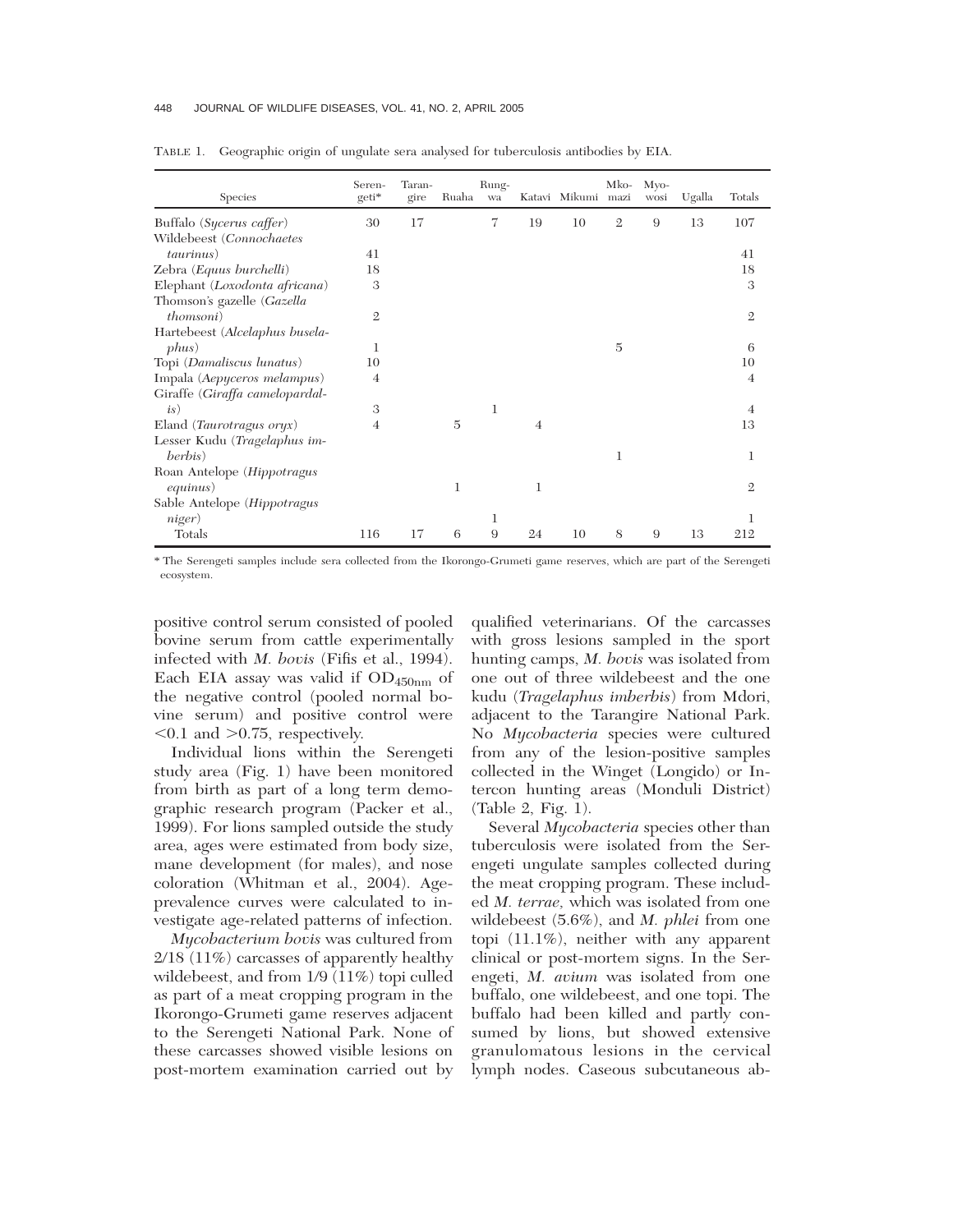TABLE 1. Geographic origin of ungulate sera analysed for tuberculosis antibodies by EIA.

| Species | Serengeti* | Tarangire | Ruaha | Rungwa | Katavi | Mikumi | Mkomazi | Myowosi | Ugalla | Totals |
|---|---|---|---|---|---|---|---|---|---|---|
| Buffalo (*Sycerus caffer*) | 30 | 17 | | 7 | 19 | 10 | 2 | 9 | 13 | 107 |
| Wildebeest (*Connochaetes taurinus*) | 41 | | | | | | | | | 41 |
| Zebra (*Equus burchelli*) | 18 | | | | | | | | | 18 |
| Elephant (*Loxodonta africana*) | 3 | | | | | | | | | 3 |
| Thomson's gazelle (*Gazella thomsoni*) | 2 | | | | | | | | | 2 |
| Hartebeest (*Alcelaphus buselaphus*) | 1 | | | | | | 5 | | | 6 |
| Topi (*Damaliscus lunatus*) | 10 | | | | | | | | | 10 |
| Impala (*Aepyceros melampus*) | 4 | | | | | | | | | 4 |
| Giraffe (*Giraffa camelopardalis*) | 3 | | | 1 | | | | | | 4 |
| Eland (*Taurotragus oryx*) | 4 | | 5 | | 4 | | | | | 13 |
| Lesser Kudu (*Tragelaphus imberbis*) | | | | | | | 1 | | | 1 |
| Roan Antelope (*Hippotragus equinus*) | | | 1 | | 1 | | | | | 2 |
| Sable Antelope (*Hippotragus niger*) | | | | 1 | | | | | | 1 |
| Totals | 116 | 17 | 6 | 9 | 24 | 10 | 8 | 9 | 13 | 212 |

\* The Serengeti samples include sera collected from the Ikorongo-Grumeti game reserves, which are part of the Serengeti ecosystem.

positive control serum consisted of pooled bovine serum from cattle experimentally infected with *M. bovis* (Fifis et al., 1994). Each EIA assay was valid if $OD_{450nm}$ of the negative control (pooled normal bovine serum) and positive control were $<0.1$ and $>0.75$, respectively.

Individual lions within the Serengeti study area (Fig. 1) have been monitored from birth as part of a long term demographic research program (Packer et al., 1999). For lions sampled outside the study area, ages were estimated from body size, mane development (for males), and nose coloration (Whitman et al., 2004). Age-prevalence curves were calculated to investigate age-related patterns of infection.

*Mycobacterium bovis* was cultured from 2/18 (11%) carcasses of apparently healthy wildebeest, and from 1/9 (11%) topi culled as part of a meat cropping program in the Ikorongo-Grumeti game reserves adjacent to the Serengeti National Park. None of these carcasses showed visible lesions on post-mortem examination carried out by qualified veterinarians. Of the carcasses with gross lesions sampled in the sport hunting camps, *M. bovis* was isolated from one out of three wildebeest and the one kudu (*Tragelaphus imberbis*) from Mdori, adjacent to the Tarangire National Park. No *Mycobacteria* species were cultured from any of the lesion-positive samples collected in the Winget (Longido) or Intercon hunting areas (Monduli District) (Table 2, Fig. 1).

Several *Mycobacteria* species other than tuberculosis were isolated from the Serengeti ungulate samples collected during the meat cropping program. These included *M. terrae,* which was isolated from one wildebeest (5.6%), and *M. phlei* from one topi (11.1%), neither with any apparent clinical or post-mortem signs. In the Serengeti, *M. avium* was isolated from one buffalo, one wildebeest, and one topi. The buffalo had been killed and partly consumed by lions, but showed extensive granulomatous lesions in the cervical lymph nodes. Caseous subcutaneous ab-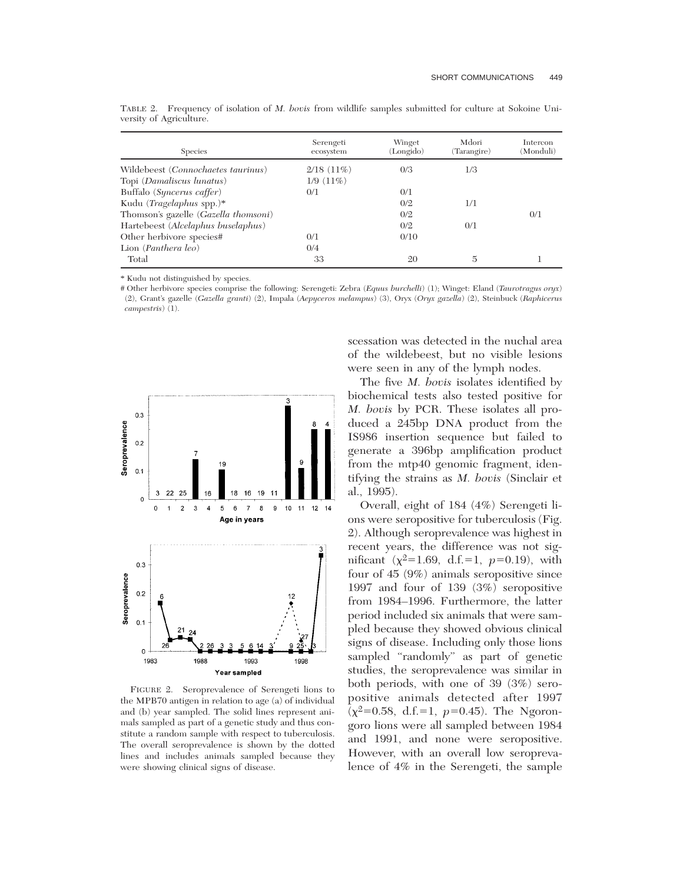TABLE 2. Frequency of isolation of *M. bovis* from wildlife samples submitted for culture at Sokoine University of Agriculture.

| Species | Serengeti ecosystem | Winget (Longido) | Mdori (Tarangire) | Intercon (Monduli) |
|---|---|---|---|---|
| Wildebeest (*Connochaetes taurinus*) | 2/18 (11%) | 0/3 | 1/3 | |
| Topi (*Damaliscus lunatus*) | 1/9 (11%) | | | |
| Buffalo (*Syncerus caffer*) | 0/1 | 0/1 | | |
| Kudu (*Tragelaphus* spp.)* | | 0/2 | 1/1 | |
| Thomson's gazelle (*Gazella thomsoni*) | | 0/2 | | 0/1 |
| Hartebeest (*Alcelaphus buselaphus*) | | 0/2 | 0/1 | |
| Other herbivore species# | 0/1 | 0/10 | | |
| Lion (*Panthera leo*) | 0/4 | | | |
| Total | 33 | 20 | 5 | 1 |

\* Kudu not distinguished by species.

\# Other herbivore species comprise the following: Serengeti: Zebra (*Equus burchelli*) (1); Winget: Eland (*Taurotragus oryx*) (2), Grant's gazelle (*Gazella granti*) (2), Impala (*Aepyceros melampus*) (3), Oryx (*Oryx gazella*) (2), Steinbuck (*Raphicerus campestris*) (1).

FIGURE 2. Seroprevalence of Serengeti lions to the MPB70 antigen in relation to age (a) of individual and (b) year sampled. The solid lines represent animals sampled as part of a genetic study and thus constitute a random sample with respect to tuberculosis. The overall seroprevalence is shown by the dotted lines and includes animals sampled because they were showing clinical signs of disease.

scessation was detected in the nuchal area of the wildebeest, but no visible lesions were seen in any of the lymph nodes.

The five *M. bovis* isolates identified by biochemical tests also tested positive for *M. bovis* by PCR. These isolates all produced a 245bp DNA product from the IS986 insertion sequence but failed to generate a 396bp amplification product from the mtp40 genomic fragment, identifying the strains as *M. bovis* (Sinclair et al., 1995).

Overall, eight of 184 (4%) Serengeti lions were seropositive for tuberculosis (Fig. 2). Although seroprevalence was highest in recent years, the difference was not significant ($\chi^2=1.69$, d.f.=1, $p=0.19$), with four of 45 (9%) animals seropositive since 1997 and four of 139 (3%) seropositive from 1984–1996. Furthermore, the latter period included six animals that were sampled because they showed obvious clinical signs of disease. Including only those lions sampled "randomly" as part of genetic studies, the seroprevalence was similar in both periods, with one of 39 (3%) seropositive animals detected after 1997 ($\chi^2=0.58$, d.f.=1, $p=0.45$). The Ngorongoro lions were all sampled between 1984 and 1991, and none were seropositive. However, with an overall low seroprevalence of 4% in the Serengeti, the sample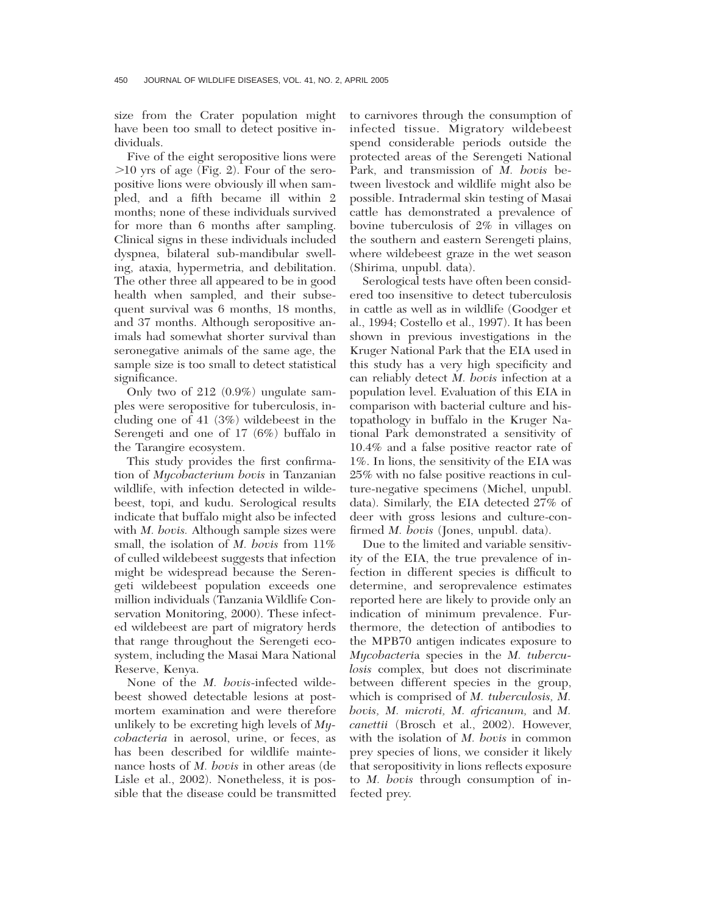size from the Crater population might have been too small to detect positive individuals.

Five of the eight seropositive lions were >10 yrs of age (Fig. 2). Four of the seropositive lions were obviously ill when sampled, and a fifth became ill within 2 months; none of these individuals survived for more than 6 months after sampling. Clinical signs in these individuals included dyspnea, bilateral sub-mandibular swelling, ataxia, hypermetria, and debilitation. The other three all appeared to be in good health when sampled, and their subsequent survival was 6 months, 18 months, and 37 months. Although seropositive animals had somewhat shorter survival than seronegative animals of the same age, the sample size is too small to detect statistical significance.

Only two of 212 (0.9%) ungulate samples were seropositive for tuberculosis, including one of 41 (3%) wildebeest in the Serengeti and one of 17 (6%) buffalo in the Tarangire ecosystem.

This study provides the first confirmation of *Mycobacterium bovis* in Tanzanian wildlife, with infection detected in wildebeest, topi, and kudu. Serological results indicate that buffalo might also be infected with *M. bovis.* Although sample sizes were small, the isolation of *M. bovis* from 11% of culled wildebeest suggests that infection might be widespread because the Serengeti wildebeest population exceeds one million individuals (Tanzania Wildlife Conservation Monitoring, 2000). These infected wildebeest are part of migratory herds that range throughout the Serengeti ecosystem, including the Masai Mara National Reserve, Kenya.

None of the *M. bovis*-infected wildebeest showed detectable lesions at postmortem examination and were therefore unlikely to be excreting high levels of *Mycobacteria* in aerosol, urine, or feces, as has been described for wildlife maintenance hosts of *M. bovis* in other areas (de Lisle et al., 2002). Nonetheless, it is possible that the disease could be transmitted to carnivores through the consumption of infected tissue. Migratory wildebeest spend considerable periods outside the protected areas of the Serengeti National Park, and transmission of *M. bovis* between livestock and wildlife might also be possible. Intradermal skin testing of Masai cattle has demonstrated a prevalence of bovine tuberculosis of 2% in villages on the southern and eastern Serengeti plains, where wildebeest graze in the wet season (Shirima, unpubl. data).

Serological tests have often been considered too insensitive to detect tuberculosis in cattle as well as in wildlife (Goodger et al., 1994; Costello et al., 1997). It has been shown in previous investigations in the Kruger National Park that the EIA used in this study has a very high specificity and can reliably detect *M. bovis* infection at a population level. Evaluation of this EIA in comparison with bacterial culture and histopathology in buffalo in the Kruger National Park demonstrated a sensitivity of 10.4% and a false positive reactor rate of 1%. In lions, the sensitivity of the EIA was 25% with no false positive reactions in culture-negative specimens (Michel, unpubl. data). Similarly, the EIA detected 27% of deer with gross lesions and culture-confirmed *M. bovis* (Jones, unpubl. data).

Due to the limited and variable sensitivity of the EIA, the true prevalence of infection in different species is difficult to determine, and seroprevalence estimates reported here are likely to provide only an indication of minimum prevalence. Furthermore, the detection of antibodies to the MPB70 antigen indicates exposure to *Mycobacteri*a species in the *M. tuberculosis* complex, but does not discriminate between different species in the group, which is comprised of *M. tuberculosis, M. bovis, M. microti, M. africanum,* and *M. canettii* (Brosch et al., 2002). However, with the isolation of *M. bovis* in common prey species of lions, we consider it likely that seropositivity in lions reflects exposure to *M. bovis* through consumption of infected prey.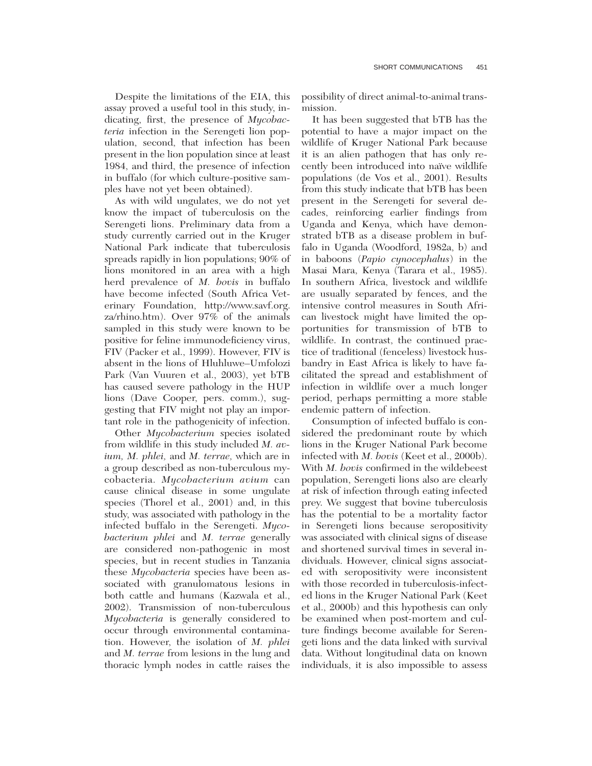Despite the limitations of the EIA, this assay proved a useful tool in this study, indicating, first, the presence of *Mycobacteria* infection in the Serengeti lion population, second, that infection has been present in the lion population since at least 1984, and third, the presence of infection in buffalo (for which culture-positive samples have not yet been obtained).

As with wild ungulates, we do not yet know the impact of tuberculosis on the Serengeti lions. Preliminary data from a study currently carried out in the Kruger National Park indicate that tuberculosis spreads rapidly in lion populations; 90% of lions monitored in an area with a high herd prevalence of *M. bovis* in buffalo have become infected (South Africa Veterinary Foundation, http://www.savf.org.za/rhino.htm). Over 97% of the animals sampled in this study were known to be positive for feline immunodeficiency virus, FIV (Packer et al., 1999). However, FIV is absent in the lions of Hluhluwe–Umfolozi Park (Van Vuuren et al., 2003), yet bTB has caused severe pathology in the HUP lions (Dave Cooper, pers. comm.), suggesting that FIV might not play an important role in the pathogenicity of infection.

Other *Mycobacterium* species isolated from wildlife in this study included *M. avium, M. phlei,* and *M. terrae,* which are in a group described as non-tuberculous mycobacteria. *Mycobacterium avium* can cause clinical disease in some ungulate species (Thorel et al., 2001) and, in this study, was associated with pathology in the infected buffalo in the Serengeti. *Mycobacterium phlei* and *M. terrae* generally are considered non-pathogenic in most species, but in recent studies in Tanzania these *Mycobacteria* species have been associated with granulomatous lesions in both cattle and humans (Kazwala et al., 2002). Transmission of non-tuberculous *Mycobacteria* is generally considered to occur through environmental contamination. However, the isolation of *M. phlei* and *M. terrae* from lesions in the lung and thoracic lymph nodes in cattle raises the possibility of direct animal-to-animal transmission.

It has been suggested that bTB has the potential to have a major impact on the wildlife of Kruger National Park because it is an alien pathogen that has only recently been introduced into naïve wildlife populations (de Vos et al., 2001). Results from this study indicate that bTB has been present in the Serengeti for several decades, reinforcing earlier findings from Uganda and Kenya, which have demonstrated bTB as a disease problem in buffalo in Uganda (Woodford, 1982a, b) and in baboons (*Papio cynocephalus*) in the Masai Mara, Kenya (Tarara et al., 1985). In southern Africa, livestock and wildlife are usually separated by fences, and the intensive control measures in South African livestock might have limited the opportunities for transmission of bTB to wildlife. In contrast, the continued practice of traditional (fenceless) livestock husbandry in East Africa is likely to have facilitated the spread and establishment of infection in wildlife over a much longer period, perhaps permitting a more stable endemic pattern of infection.

Consumption of infected buffalo is considered the predominant route by which lions in the Kruger National Park become infected with *M. bovis* (Keet et al., 2000b). With *M. bovis* confirmed in the wildebeest population, Serengeti lions also are clearly at risk of infection through eating infected prey. We suggest that bovine tuberculosis has the potential to be a mortality factor in Serengeti lions because seropositivity was associated with clinical signs of disease and shortened survival times in several individuals. However, clinical signs associated with seropositivity were inconsistent with those recorded in tuberculosis-infected lions in the Kruger National Park (Keet et al., 2000b) and this hypothesis can only be examined when post-mortem and culture findings become available for Serengeti lions and the data linked with survival data. Without longitudinal data on known individuals, it is also impossible to assess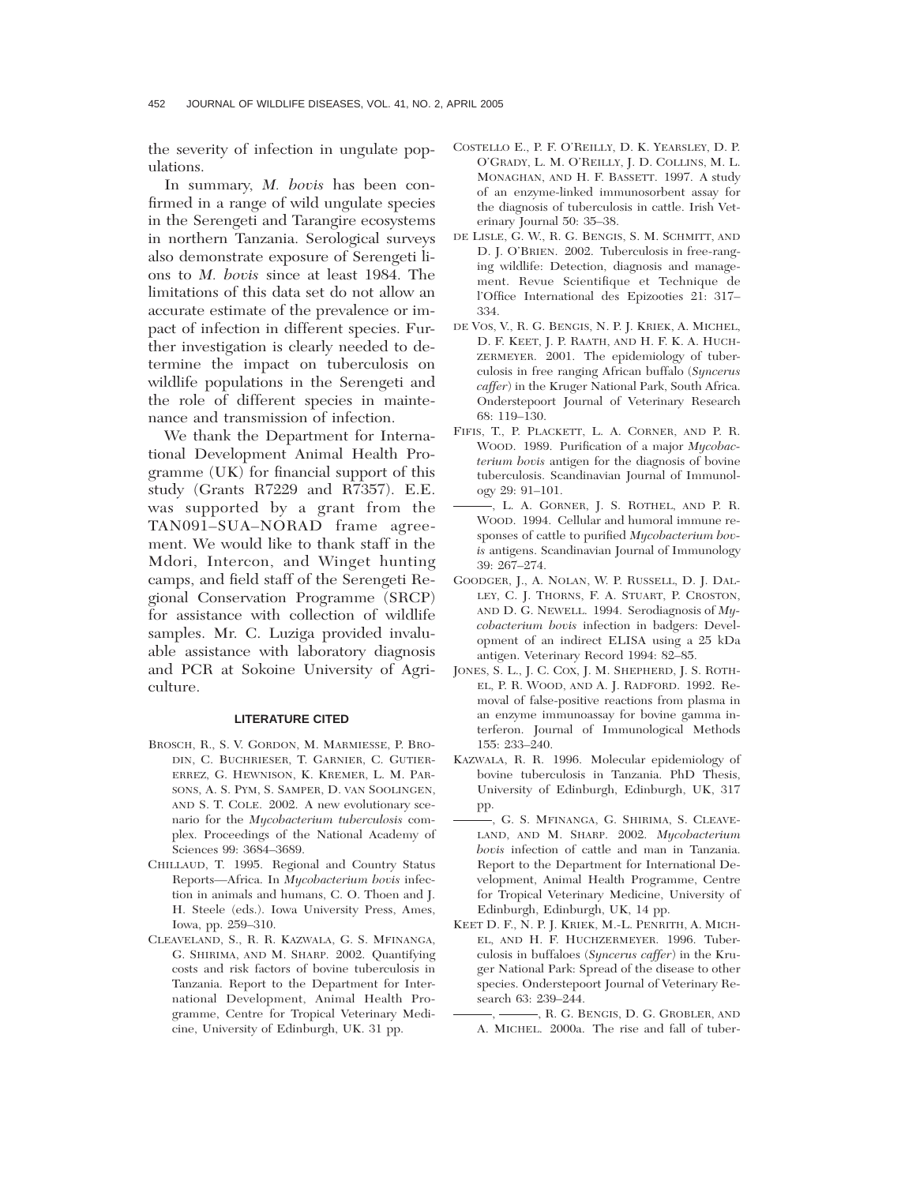the severity of infection in ungulate populations.

In summary, *M. bovis* has been confirmed in a range of wild ungulate species in the Serengeti and Tarangire ecosystems in northern Tanzania. Serological surveys also demonstrate exposure of Serengeti lions to *M. bovis* since at least 1984. The limitations of this data set do not allow an accurate estimate of the prevalence or impact of infection in different species. Further investigation is clearly needed to determine the impact on tuberculosis on wildlife populations in the Serengeti and the role of different species in maintenance and transmission of infection.

We thank the Department for International Development Animal Health Programme (UK) for financial support of this study (Grants R7229 and R7357). E.E. was supported by a grant from the TAN091–SUA–NORAD frame agreement. We would like to thank staff in the Mdori, Intercon, and Winget hunting camps, and field staff of the Serengeti Regional Conservation Programme (SRCP) for assistance with collection of wildlife samples. Mr. C. Luziga provided invaluable assistance with laboratory diagnosis and PCR at Sokoine University of Agriculture.

## LITERATURE CITED

BROSCH, R., S. V. GORDON, M. MARMIESSE, P. BRODIN, C. BUCHRIESER, T. GARNIER, C. GUTIERREZ, G. HEWNISON, K. KREMER, L. M. PARSONS, A. S. PYM, S. SAMPER, D. VAN SOOLINGEN, AND S. T. COLE. 2002. A new evolutionary scenario for the *Mycobacterium tuberculosis* complex. Proceedings of the National Academy of Sciences 99: 3684–3689.

CHILLAUD, T. 1995. Regional and Country Status Reports—Africa. In *Mycobacterium bovis* infection in animals and humans, C. O. Thoen and J. H. Steele (eds.). Iowa University Press, Ames, Iowa, pp. 259–310.

CLEAVELAND, S., R. R. KAZWALA, G. S. MFINANGA, G. SHIRIMA, AND M. SHARP. 2002. Quantifying costs and risk factors of bovine tuberculosis in Tanzania. Report to the Department for International Development, Animal Health Programme, Centre for Tropical Veterinary Medicine, University of Edinburgh, UK. 31 pp.

COSTELLO E., P. F. O'REILLY, D. K. YEARSLEY, D. P. O'GRADY, L. M. O'REILLY, J. D. COLLINS, M. L. MONAGHAN, AND H. F. BASSETT. 1997. A study of an enzyme-linked immunosorbent assay for the diagnosis of tuberculosis in cattle. Irish Veterinary Journal 50: 35–38.

DE LISLE, G. W., R. G. BENGIS, S. M. SCHMITT, AND D. J. O'BRIEN. 2002. Tuberculosis in free-ranging wildlife: Detection, diagnosis and management. Revue Scientifique et Technique de l'Office International des Epizooties 21: 317–334.

DE VOS, V., R. G. BENGIS, N. P. J. KRIEK, A. MICHEL, D. F. KEET, J. P. RAATH, AND H. F. K. A. HUCHZERMEYER. 2001. The epidemiology of tuberculosis in free ranging African buffalo (*Syncerus caffer*) in the Kruger National Park, South Africa. Onderstepoort Journal of Veterinary Research 68: 119–130.

FIFIS, T., P. PLACKETT, L. A. CORNER, AND P. R. WOOD. 1989. Purification of a major *Mycobacterium bovis* antigen for the diagnosis of bovine tuberculosis. Scandinavian Journal of Immunology 29: 91–101.

———, L. A. GORNER, J. S. ROTHEL, AND P. R. WOOD. 1994. Cellular and humoral immune responses of cattle to purified *Mycobacterium bovis* antigens. Scandinavian Journal of Immunology 39: 267–274.

GOODGER, J., A. NOLAN, W. P. RUSSELL, D. J. DALLEY, C. J. THORNS, F. A. STUART, P. CROSTON, AND D. G. NEWELL. 1994. Serodiagnosis of *Mycobacterium bovis* infection in badgers: Development of an indirect ELISA using a 25 kDa antigen. Veterinary Record 1994: 82–85.

JONES, S. L., J. C. COX, J. M. SHEPHERD, J. S. ROTHEL, P. R. WOOD, AND A. J. RADFORD. 1992. Removal of false-positive reactions from plasma in an enzyme immunoassay for bovine gamma interferon. Journal of Immunological Methods 155: 233–240.

KAZWALA, R. R. 1996. Molecular epidemiology of bovine tuberculosis in Tanzania. PhD Thesis, University of Edinburgh, Edinburgh, UK, 317 pp.

———, G. S. MFINANGA, G. SHIRIMA, S. CLEAVELAND, AND M. SHARP. 2002. *Mycobacterium bovis* infection of cattle and man in Tanzania. Report to the Department for International Development, Animal Health Programme, Centre for Tropical Veterinary Medicine, University of Edinburgh, Edinburgh, UK, 14 pp.

KEET D. F., N. P. J. KRIEK, M.-L. PENRITH, A. MICHEL, AND H. F. HUCHZERMEYER. 1996. Tuberculosis in buffaloes (*Syncerus caffer*) in the Kruger National Park: Spread of the disease to other species. Onderstepoort Journal of Veterinary Research 63: 239–244.

———, ———, R. G. BENGIS, D. G. GROBLER, AND A. MICHEL. 2000a. The rise and fall of tuber-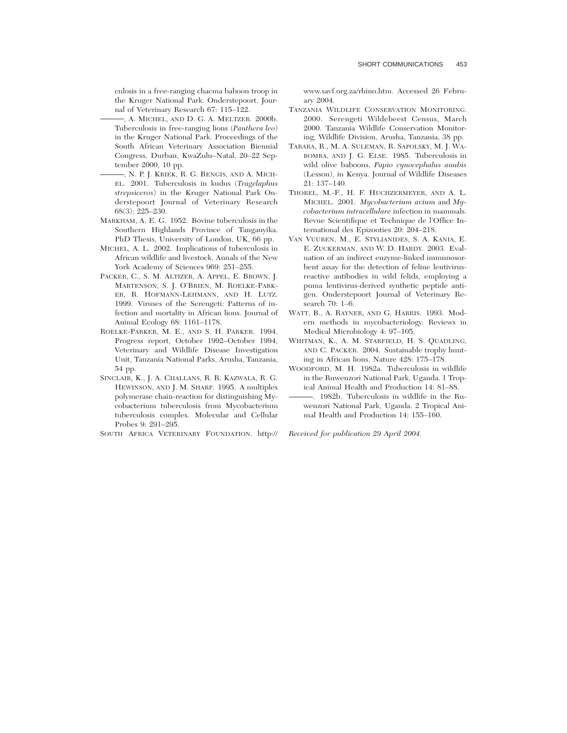culosis in a free-ranging chacma baboon troop in the Kruger National Park. Onderstepoort. Journal of Veterinary Research 67: 115–122.

———, A. MICHEL, AND D. G. A. MELTZER. 2000b. Tuberculosis in free-ranging lions (*Panthera leo*) in the Kruger National Park. Proceedings of the South African Veterinary Association Biennial Congress, Durban, KwaZulu–Natal, 20–22 September 2000, 10 pp.

———, N. P. J. KRIEK, R. G. BENGIS, AND A. MICHEL. 2001. Tuberculosis in kudus (*Tragelaphus strepsiceros*) in the Kruger National Park Onderstepoort Journal of Veterinary Research 68(3): 225–230.

MARKHAM, A. E. G. 1952. Bovine tuberculosis in the Southern Highlands Province of Tanganyika. PhD Thesis, University of London, UK, 66 pp.

MICHEL, A. L. 2002. Implications of tuberculosis in African wildlife and livestock. Annals of the New York Academy of Sciences 969: 251–255.

PACKER, C., S. M. ALTIZER, A. APPEL, E. BROWN, J. MARTENSON, S. J. O'BRIEN, M. ROELKE-PARKER, R. HOFMANN-LEHMANN, AND H. LUTZ. 1999. Viruses of the Serengeti: Patterns of infection and mortality in African lions. Journal of Animal Ecology 68: 1161–1178.

ROELKE-PARKER, M. E., AND S. H. PARKER. 1994. Progress report, October 1992–October 1994, Veterinary and Wildlife Disease Investigation Unit, Tanzania National Parks, Arusha, Tanzania, 54 pp.

SINCLAIR, K., J. A. CHALLANS, R. R. KAZWALA, R. G. HEWINSON, AND J. M. SHARP. 1995. A multiplex polymerase chain-reaction for distinguishing Mycobacterium tuberculosis from Mycobacterium tuberculosis complex. Molecular and Cellular Probes 9: 291–295.

SOUTH AFRICA VETERINARY FOUNDATION. http://www.savf.org.za/rhino.htm. Accessed 26 February 2004.

TANZANIA WILDLIFE CONSERVATION MONITORING. 2000. Serengeti Wildebeest Census, March 2000. Tanzania Wildlife Conservation Monitoring, Wildlife Division, Arusha, Tanzania, 38 pp.

TARARA, R., M. A. SULEMAN, R. SAPOLSKY, M. J. WABOMBA, AND J. G. ELSE. 1985. Tuberculosis in wild olive baboons, *Papio cynocephalus anubis* (Lesson), in Kenya. Journal of Wildlife Diseases 21: 137–140.

THOREL, M.-F., H. F. HUCHZERMEYER, AND A. L. MICHEL. 2001. *Mycobacterium avium* and *Mycobacterium intracellulare* infection in mammals. Revue Scientifique et Technique de l'Office International des Epizooties 20: 204–218.

VAN VUUREN, M., E. STYLIANIDES, S. A. KANIA, E. E. ZUCKERMAN, AND W. D. HARDY. 2003. Evaluation of an indirect enzyme-linked immunosorbent assay for the detection of feline lentivirus-reactive antibodies in wild felids, employing a puma lentivirus-derived synthetic peptide antigen. Onderstepoort Journal of Veterinary Research 70: 1–6.

WATT, B., A. RAYNER, AND G. HARRIS. 1993. Modern methods in mycobacteriology. Reviews in Medical Microbiology 4: 97–105.

WHITMAN, K., A. M. STARFIELD, H. S. QUADLING, AND C. PACKER. 2004. Sustainable trophy hunting in African lions. Nature 428: 175–178.

WOODFORD, M. H. 1982a. Tuberculosis in wildlife in the Ruwenzori National Park, Uganda. 1 Tropical Animal Health and Production 14: 81–88.

———. 1982b. Tuberculosis in wildlife in the Ruwenzori National Park, Uganda. 2 Tropical Animal Health and Production 14: 155–160.

*Received for publication 29 April 2004.*